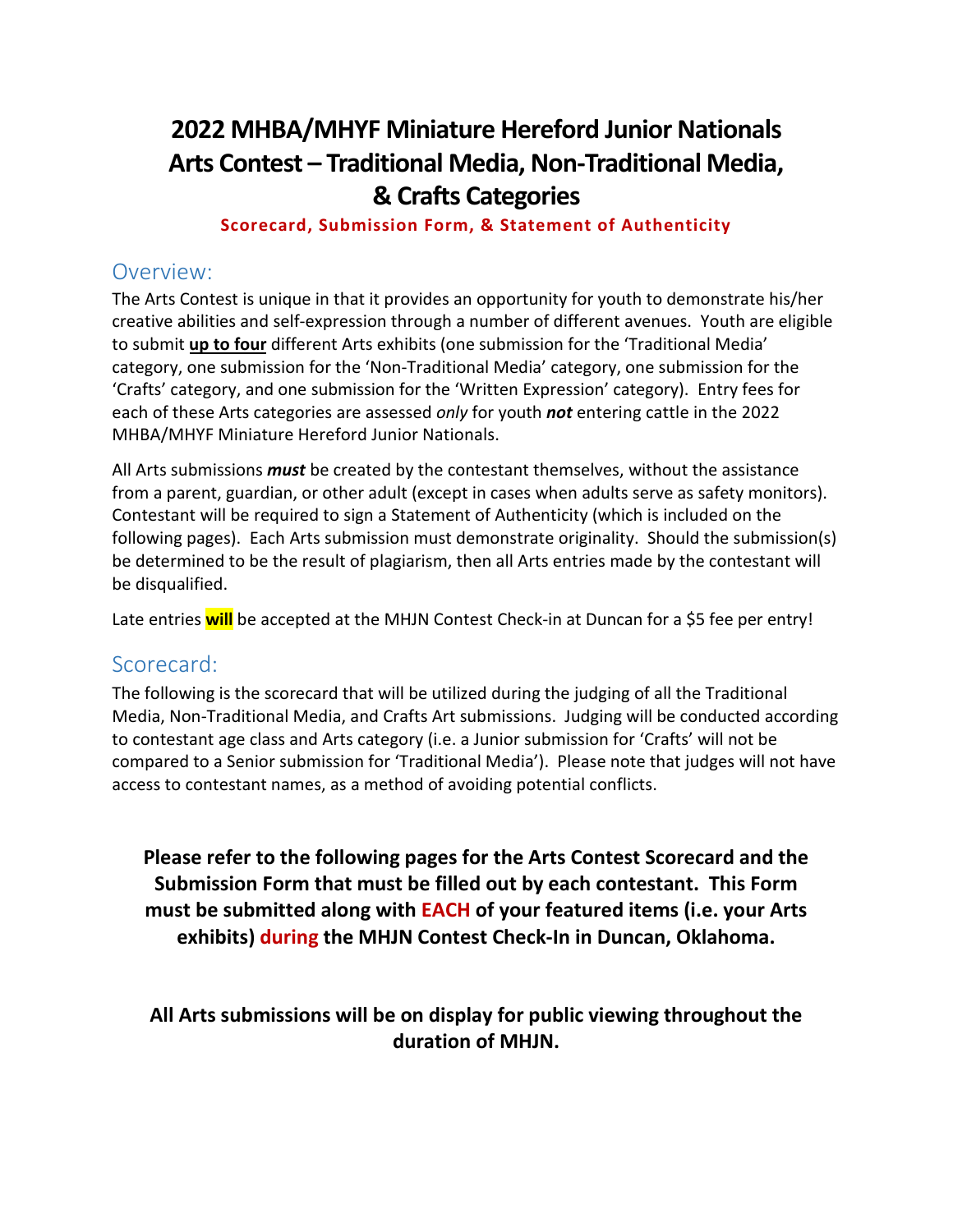# 2022 MHBA/MHYF Miniature Hereford Junior Nationals Arts Contest – Traditional Media, Non-Traditional Media, & Crafts Categories

**Scorecard, Submission Form, & Statement of Authenticity**

## Overview:

The Arts Contest is unique in that it provides an opportunity for youth to demonstrate his/her creative abilities and self-expression through a number of different avenues. Youth are eligible to submit **up to four** different Arts exhibits (one submission for the 'Traditional Media' category, one submission for the 'Non-Traditional Media' category, one submission for the 'Crafts' category, and one submission for the 'Written Expression' category). Entry fees for each of these Arts categories are assessed *only* for youth ***not*** entering cattle in the 2022 MHBA/MHYF Miniature Hereford Junior Nationals.

All Arts submissions ***must*** be created by the contestant themselves, without the assistance from a parent, guardian, or other adult (except in cases when adults serve as safety monitors). Contestant will be required to sign a Statement of Authenticity (which is included on the following pages). Each Arts submission must demonstrate originality. Should the submission(s) be determined to be the result of plagiarism, then all Arts entries made by the contestant will be disqualified.

Late entries **will** be accepted at the MHJN Contest Check-in at Duncan for a $5 fee per entry!

## Scorecard:

The following is the scorecard that will be utilized during the judging of all the Traditional Media, Non-Traditional Media, and Crafts Art submissions. Judging will be conducted according to contestant age class and Arts category (i.e. a Junior submission for 'Crafts' will not be compared to a Senior submission for 'Traditional Media'). Please note that judges will not have access to contestant names, as a method of avoiding potential conflicts.

**Please refer to the following pages for the Arts Contest Scorecard and the Submission Form that must be filled out by each contestant. This Form must be submitted along with EACH of your featured items (i.e. your Arts exhibits) during the MHJN Contest Check-In in Duncan, Oklahoma.**

**All Arts submissions will be on display for public viewing throughout the duration of MHJN.**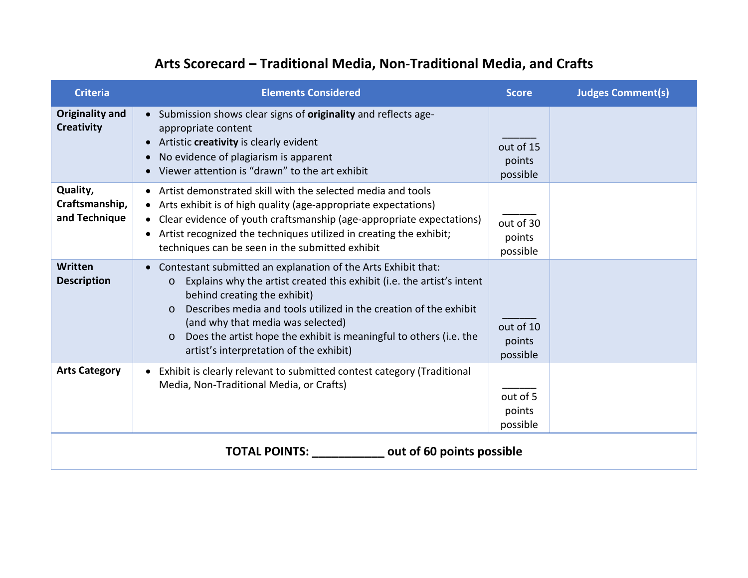# Arts Scorecard – Traditional Media, Non-Traditional Media, and Crafts

| Criteria | Elements Considered | Score | Judges Comment(s) |
|---|---|---|---|
| **Originality and Creativity** | • Submission shows clear signs of **originality** and reflects age-appropriate content<br>• Artistic **creativity** is clearly evident<br>• No evidence of plagiarism is apparent<br>• Viewer attention is "drawn" to the art exhibit | ______ out of 15 points possible | |
| **Quality, Craftsmanship, and Technique** | • Artist demonstrated skill with the selected media and tools<br>• Arts exhibit is of high quality (age-appropriate expectations)<br>• Clear evidence of youth craftsmanship (age-appropriate expectations)<br>• Artist recognized the techniques utilized in creating the exhibit; techniques can be seen in the submitted exhibit | ______ out of 30 points possible | |
| **Written Description** | • Contestant submitted an explanation of the Arts Exhibit that:<br>o Explains why the artist created this exhibit (i.e. the artist's intent behind creating the exhibit)<br>o Describes media and tools utilized in the creation of the exhibit (and why that media was selected)<br>o Does the artist hope the exhibit is meaningful to others (i.e. the artist's interpretation of the exhibit) | ______ out of 10 points possible | |
| **Arts Category** | • Exhibit is clearly relevant to submitted contest category (Traditional Media, Non-Traditional Media, or Crafts) | ______ out of 5 points possible | |

**TOTAL POINTS: ___________ out of 60 points possible**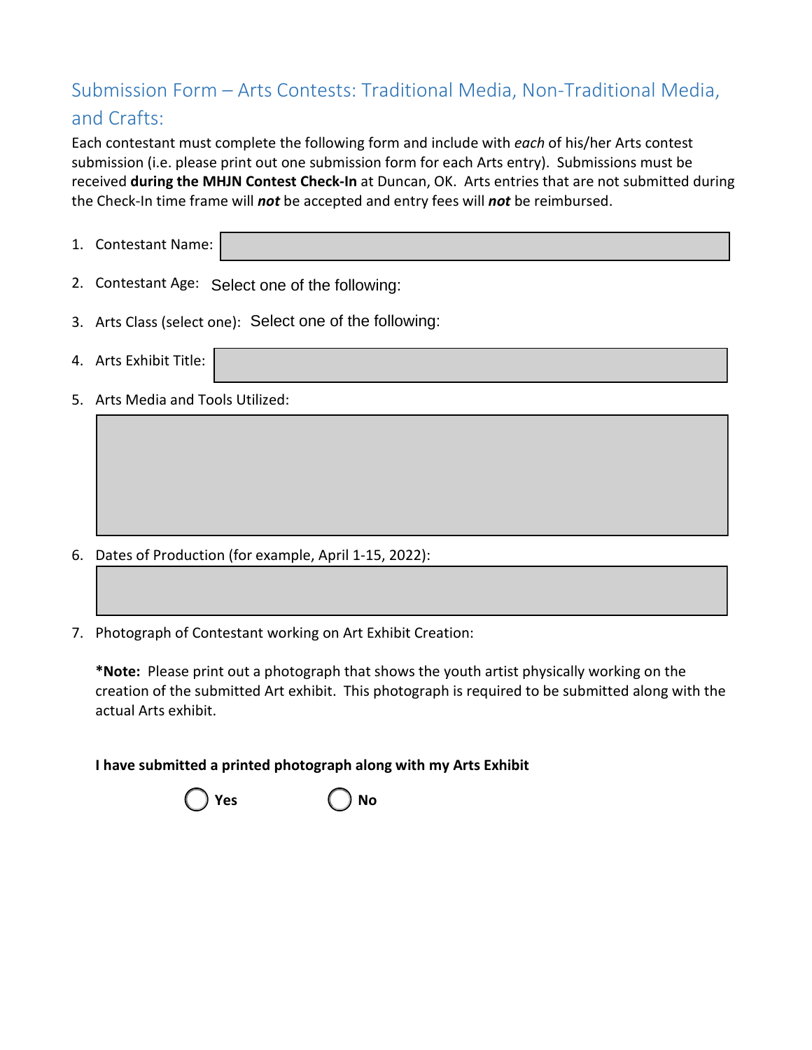## Submission Form – Arts Contests: Traditional Media, Non-Traditional Media, and Crafts:

Each contestant must complete the following form and include with *each* of his/her Arts contest submission (i.e. please print out one submission form for each Arts entry). Submissions must be received **during the MHJN Contest Check-In** at Duncan, OK. Arts entries that are not submitted during the Check-In time frame will ***not*** be accepted and entry fees will ***not*** be reimbursed.

1. Contestant Name:
2. Contestant Age: Select one of the following:
3. Arts Class (select one): Select one of the following:
4. Arts Exhibit Title:
5. Arts Media and Tools Utilized:
6. Dates of Production (for example, April 1-15, 2022):
7. Photograph of Contestant working on Art Exhibit Creation:

   ***Note:** Please print out a photograph that shows the youth artist physically working on the creation of the submitted Art exhibit. This photograph is required to be submitted along with the actual Arts exhibit.

   **I have submitted a printed photograph along with my Arts Exhibit**

   ◯ **Yes** ◯ **No**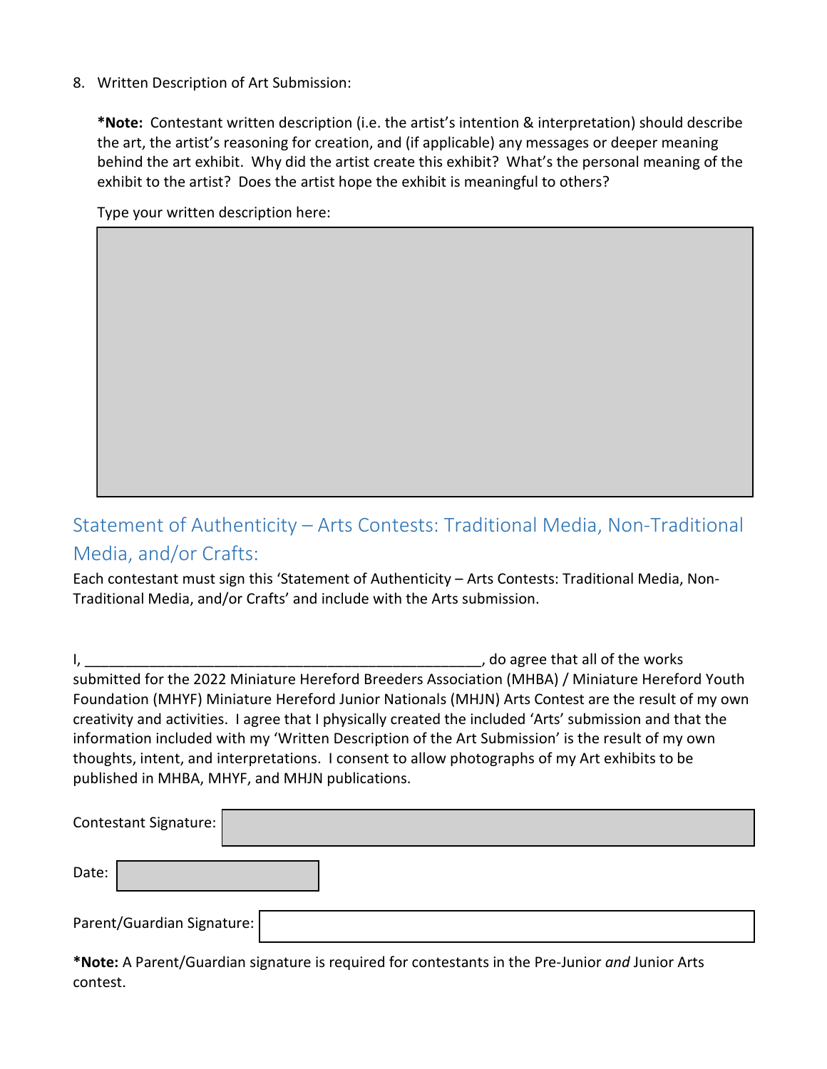8. Written Description of Art Submission:

   ***Note:** Contestant written description (i.e. the artist's intention & interpretation) should describe the art, the artist's reasoning for creation, and (if applicable) any messages or deeper meaning behind the art exhibit. Why did the artist create this exhibit? What's the personal meaning of the exhibit to the artist? Does the artist hope the exhibit is meaningful to others?

   Type your written description here:

## Statement of Authenticity – Arts Contests: Traditional Media, Non-Traditional Media, and/or Crafts:

Each contestant must sign this 'Statement of Authenticity – Arts Contests: Traditional Media, Non-Traditional Media, and/or Crafts' and include with the Arts submission.

I, _______________________________________________, do agree that all of the works submitted for the 2022 Miniature Hereford Breeders Association (MHBA) / Miniature Hereford Youth Foundation (MHYF) Miniature Hereford Junior Nationals (MHJN) Arts Contest are the result of my own creativity and activities. I agree that I physically created the included 'Arts' submission and that the information included with my 'Written Description of the Art Submission' is the result of my own thoughts, intent, and interpretations. I consent to allow photographs of my Art exhibits to be published in MHBA, MHYF, and MHJN publications.

Contestant Signature:

Date:

Parent/Guardian Signature:

***Note:** A Parent/Guardian signature is required for contestants in the Pre-Junior *and* Junior Arts contest.